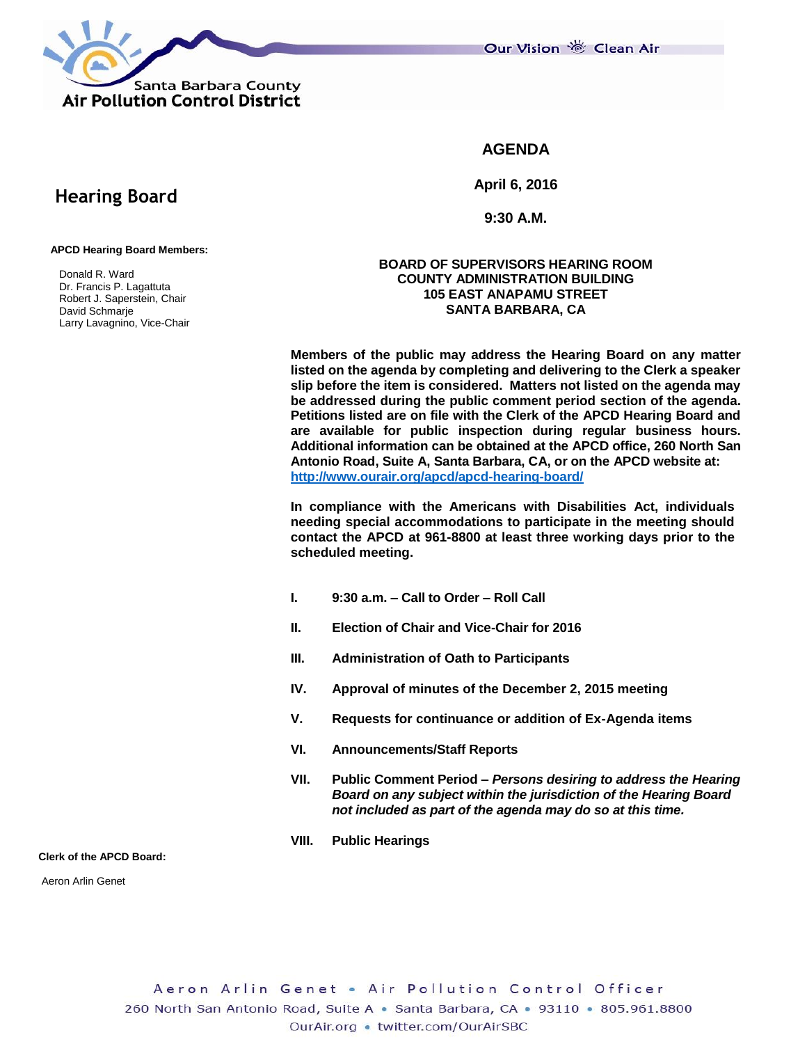Santa Barbara County
**Air Pollution Control District**

Our Vision Clean Air

# AGENDA

**April 6, 2016**

**9:30 A.M.**

## Hearing Board

**APCD Hearing Board Members:**

Donald R. Ward
Dr. Francis P. Lagattuta
Robert J. Saperstein, Chair
David Schmarje
Larry Lavagnino, Vice-Chair

**BOARD OF SUPERVISORS HEARING ROOM**
**COUNTY ADMINISTRATION BUILDING**
**105 EAST ANAPAMU STREET**
**SANTA BARBARA, CA**

**Members of the public may address the Hearing Board on any matter listed on the agenda by completing and delivering to the Clerk a speaker slip before the item is considered. Matters not listed on the agenda may be addressed during the public comment period section of the agenda. Petitions listed are on file with the Clerk of the APCD Hearing Board and are available for public inspection during regular business hours. Additional information can be obtained at the APCD office, 260 North San Antonio Road, Suite A, Santa Barbara, CA, or on the APCD website at: http://www.ourair.org/apcd/apcd-hearing-board/**

**In compliance with the Americans with Disabilities Act, individuals needing special accommodations to participate in the meeting should contact the APCD at 961-8800 at least three working days prior to the scheduled meeting.**

**I.** **9:30 a.m. – Call to Order – Roll Call**

**II.** **Election of Chair and Vice-Chair for 2016**

**III.** **Administration of Oath to Participants**

**IV.** **Approval of minutes of the December 2, 2015 meeting**

**V.** **Requests for continuance or addition of Ex-Agenda items**

**VI.** **Announcements/Staff Reports**

**VII.** **Public Comment Period –** ***Persons desiring to address the Hearing Board on any subject within the jurisdiction of the Hearing Board not included as part of the agenda may do so at this time.***

**VIII.** **Public Hearings**

**Clerk of the APCD Board:**

Aeron Arlin Genet

Aeron Arlin Genet • Air Pollution Control Officer
260 North San Antonio Road, Suite A • Santa Barbara, CA • 93110 • 805.961.8800
OurAir.org • twitter.com/OurAirSBC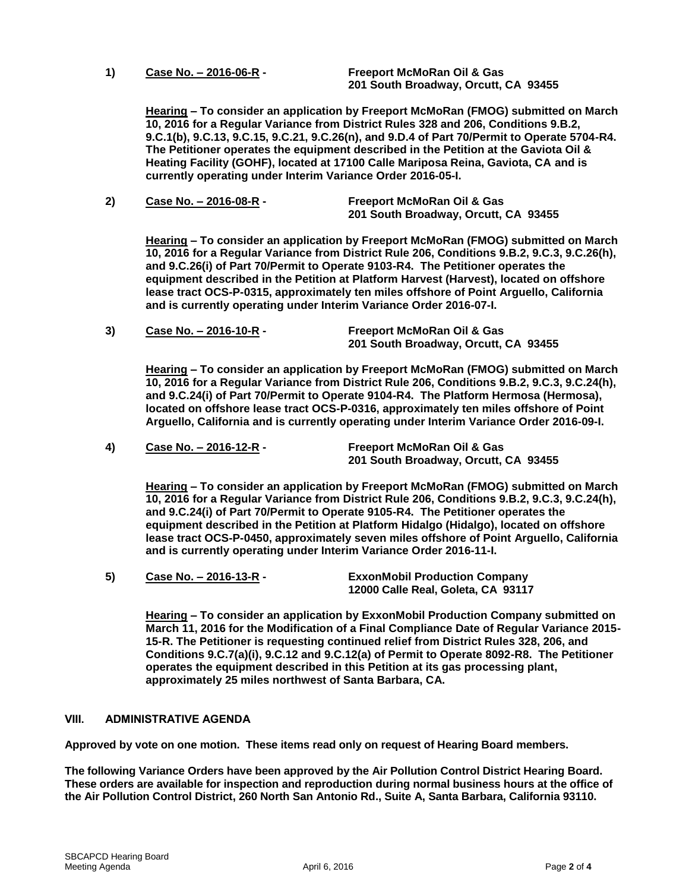1) **Case No. – 2016-06-R -** **Freeport McMoRan Oil & Gas**
**201 South Broadway, Orcutt, CA 93455**

**Hearing – To consider an application by Freeport McMoRan (FMOG) submitted on March 10, 2016 for a Regular Variance from District Rules 328 and 206, Conditions 9.B.2, 9.C.1(b), 9.C.13, 9.C.15, 9.C.21, 9.C.26(n), and 9.D.4 of Part 70/Permit to Operate 5704-R4. The Petitioner operates the equipment described in the Petition at the Gaviota Oil & Heating Facility (GOHF), located at 17100 Calle Mariposa Reina, Gaviota, CA and is currently operating under Interim Variance Order 2016-05-I.**

2) **Case No. – 2016-08-R -** **Freeport McMoRan Oil & Gas**
**201 South Broadway, Orcutt, CA 93455**

**Hearing – To consider an application by Freeport McMoRan (FMOG) submitted on March 10, 2016 for a Regular Variance from District Rule 206, Conditions 9.B.2, 9.C.3, 9.C.26(h), and 9.C.26(i) of Part 70/Permit to Operate 9103-R4. The Petitioner operates the equipment described in the Petition at Platform Harvest (Harvest), located on offshore lease tract OCS-P-0315, approximately ten miles offshore of Point Arguello, California and is currently operating under Interim Variance Order 2016-07-I.**

3) **Case No. – 2016-10-R -** **Freeport McMoRan Oil & Gas**
**201 South Broadway, Orcutt, CA 93455**

**Hearing – To consider an application by Freeport McMoRan (FMOG) submitted on March 10, 2016 for a Regular Variance from District Rule 206, Conditions 9.B.2, 9.C.3, 9.C.24(h), and 9.C.24(i) of Part 70/Permit to Operate 9104-R4. The Platform Hermosa (Hermosa), located on offshore lease tract OCS-P-0316, approximately ten miles offshore of Point Arguello, California and is currently operating under Interim Variance Order 2016-09-I.**

4) **Case No. – 2016-12-R -** **Freeport McMoRan Oil & Gas**
**201 South Broadway, Orcutt, CA 93455**

**Hearing – To consider an application by Freeport McMoRan (FMOG) submitted on March 10, 2016 for a Regular Variance from District Rule 206, Conditions 9.B.2, 9.C.3, 9.C.24(h), and 9.C.24(i) of Part 70/Permit to Operate 9105-R4. The Petitioner operates the equipment described in the Petition at Platform Hidalgo (Hidalgo), located on offshore lease tract OCS-P-0450, approximately seven miles offshore of Point Arguello, California and is currently operating under Interim Variance Order 2016-11-I.**

5) **Case No. – 2016-13-R -** **ExxonMobil Production Company**
**12000 Calle Real, Goleta, CA 93117**

**Hearing – To consider an application by ExxonMobil Production Company submitted on March 11, 2016 for the Modification of a Final Compliance Date of Regular Variance 2015-15-R. The Petitioner is requesting continued relief from District Rules 328, 206, and Conditions 9.C.7(a)(i), 9.C.12 and 9.C.12(a) of Permit to Operate 8092-R8. The Petitioner operates the equipment described in this Petition at its gas processing plant, approximately 25 miles northwest of Santa Barbara, CA.**

## VIII. ADMINISTRATIVE AGENDA

**Approved by vote on one motion. These items read only on request of Hearing Board members.**

**The following Variance Orders have been approved by the Air Pollution Control District Hearing Board. These orders are available for inspection and reproduction during normal business hours at the office of the Air Pollution Control District, 260 North San Antonio Rd., Suite A, Santa Barbara, California 93110.**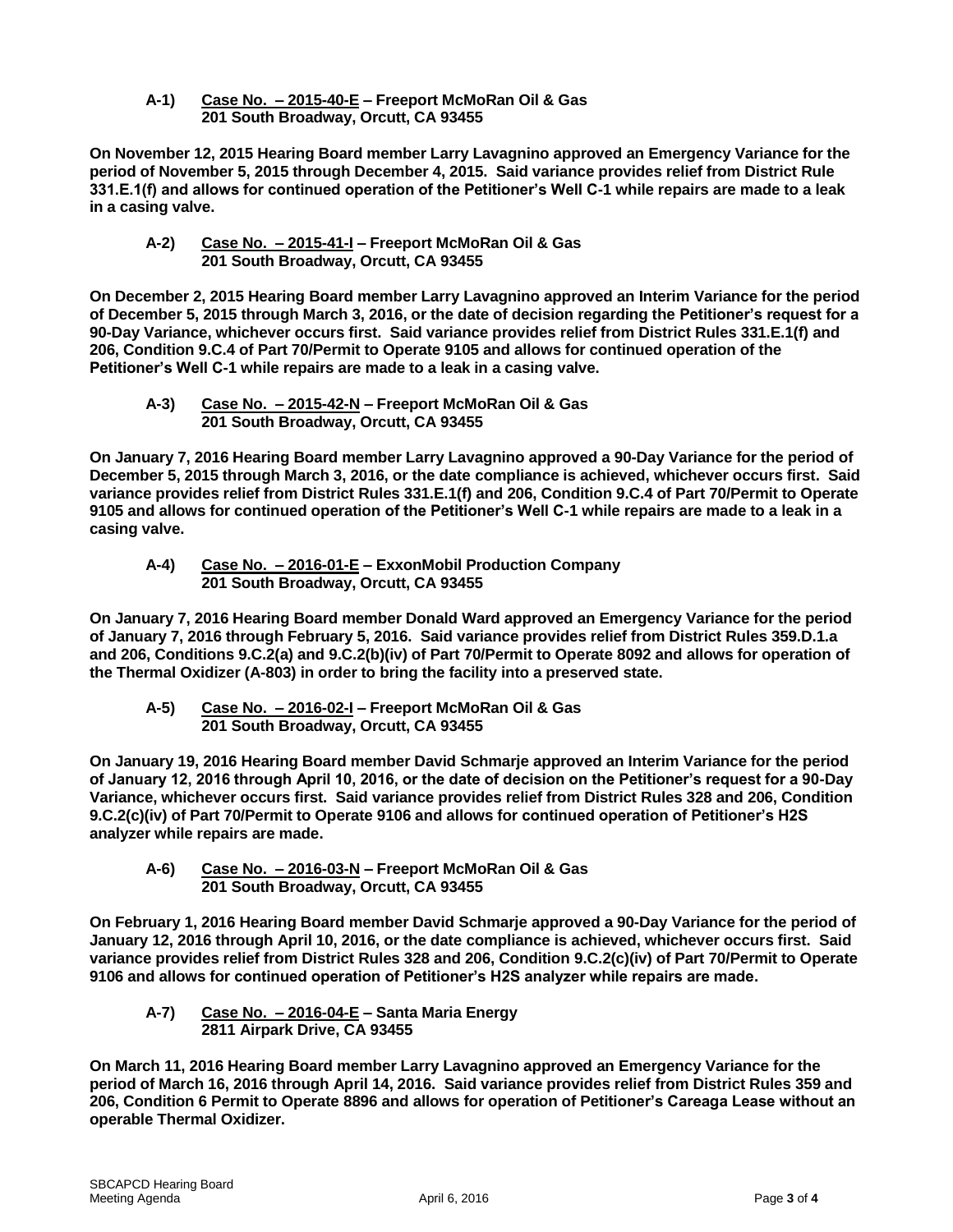**A-1) Case No. – 2015-40-E – Freeport McMoRan Oil & Gas**
**201 South Broadway, Orcutt, CA 93455**

**On November 12, 2015 Hearing Board member Larry Lavagnino approved an Emergency Variance for the period of November 5, 2015 through December 4, 2015. Said variance provides relief from District Rule 331.E.1(f) and allows for continued operation of the Petitioner's Well C-1 while repairs are made to a leak in a casing valve.**

**A-2) Case No. – 2015-41-I – Freeport McMoRan Oil & Gas**
**201 South Broadway, Orcutt, CA 93455**

**On December 2, 2015 Hearing Board member Larry Lavagnino approved an Interim Variance for the period of December 5, 2015 through March 3, 2016, or the date of decision regarding the Petitioner's request for a 90-Day Variance, whichever occurs first. Said variance provides relief from District Rules 331.E.1(f) and 206, Condition 9.C.4 of Part 70/Permit to Operate 9105 and allows for continued operation of the Petitioner's Well C-1 while repairs are made to a leak in a casing valve.**

**A-3) Case No. – 2015-42-N – Freeport McMoRan Oil & Gas**
**201 South Broadway, Orcutt, CA 93455**

**On January 7, 2016 Hearing Board member Larry Lavagnino approved a 90-Day Variance for the period of December 5, 2015 through March 3, 2016, or the date compliance is achieved, whichever occurs first. Said variance provides relief from District Rules 331.E.1(f) and 206, Condition 9.C.4 of Part 70/Permit to Operate 9105 and allows for continued operation of the Petitioner's Well C-1 while repairs are made to a leak in a casing valve.**

**A-4) Case No. – 2016-01-E – ExxonMobil Production Company**
**201 South Broadway, Orcutt, CA 93455**

**On January 7, 2016 Hearing Board member Donald Ward approved an Emergency Variance for the period of January 7, 2016 through February 5, 2016. Said variance provides relief from District Rules 359.D.1.a and 206, Conditions 9.C.2(a) and 9.C.2(b)(iv) of Part 70/Permit to Operate 8092 and allows for operation of the Thermal Oxidizer (A-803) in order to bring the facility into a preserved state.**

**A-5) Case No. – 2016-02-I – Freeport McMoRan Oil & Gas**
**201 South Broadway, Orcutt, CA 93455**

**On January 19, 2016 Hearing Board member David Schmarje approved an Interim Variance for the period of January 12, 2016 through April 10, 2016, or the date of decision on the Petitioner's request for a 90-Day Variance, whichever occurs first. Said variance provides relief from District Rules 328 and 206, Condition 9.C.2(c)(iv) of Part 70/Permit to Operate 9106 and allows for continued operation of Petitioner's H2S analyzer while repairs are made.**

**A-6) Case No. – 2016-03-N – Freeport McMoRan Oil & Gas**
**201 South Broadway, Orcutt, CA 93455**

**On February 1, 2016 Hearing Board member David Schmarje approved a 90-Day Variance for the period of January 12, 2016 through April 10, 2016, or the date compliance is achieved, whichever occurs first. Said variance provides relief from District Rules 328 and 206, Condition 9.C.2(c)(iv) of Part 70/Permit to Operate 9106 and allows for continued operation of Petitioner's H2S analyzer while repairs are made.**

**A-7) Case No. – 2016-04-E – Santa Maria Energy**
**2811 Airpark Drive, CA 93455**

**On March 11, 2016 Hearing Board member Larry Lavagnino approved an Emergency Variance for the period of March 16, 2016 through April 14, 2016. Said variance provides relief from District Rules 359 and 206, Condition 6 Permit to Operate 8896 and allows for operation of Petitioner's Careaga Lease without an operable Thermal Oxidizer.**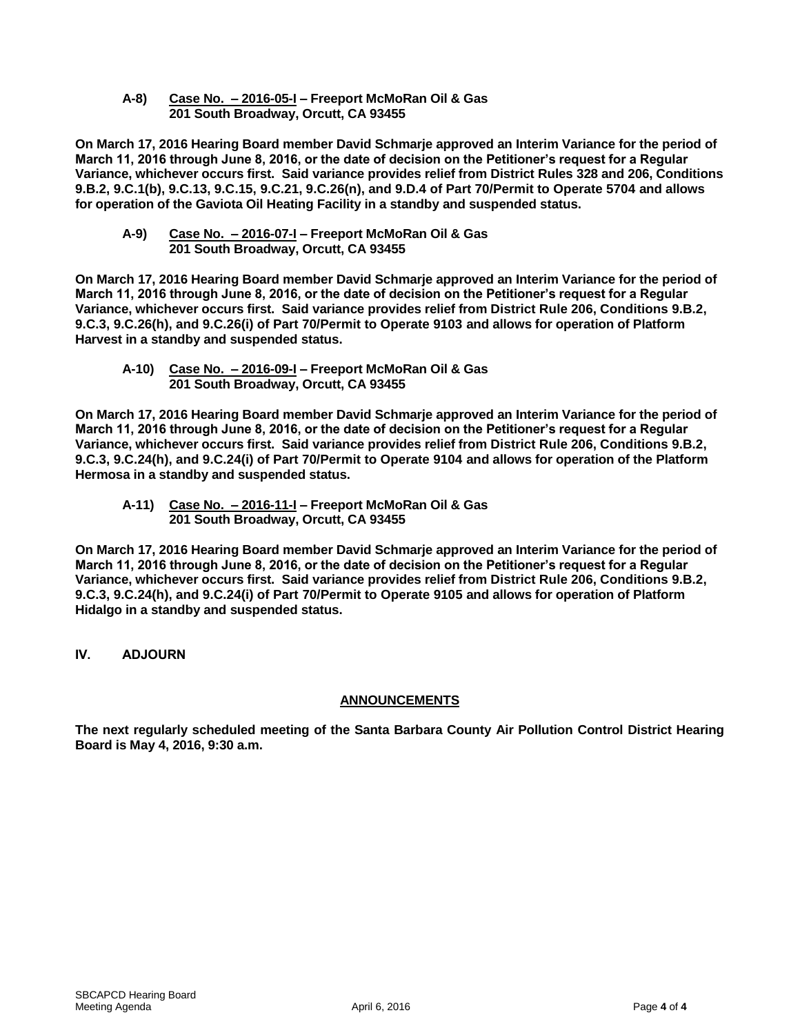**A-8) Case No. – 2016-05-I – Freeport McMoRan Oil & Gas**
**201 South Broadway, Orcutt, CA 93455**

**On March 17, 2016 Hearing Board member David Schmarje approved an Interim Variance for the period of March 11, 2016 through June 8, 2016, or the date of decision on the Petitioner's request for a Regular Variance, whichever occurs first. Said variance provides relief from District Rules 328 and 206, Conditions 9.B.2, 9.C.1(b), 9.C.13, 9.C.15, 9.C.21, 9.C.26(n), and 9.D.4 of Part 70/Permit to Operate 5704 and allows for operation of the Gaviota Oil Heating Facility in a standby and suspended status.**

**A-9) Case No. – 2016-07-I – Freeport McMoRan Oil & Gas**
**201 South Broadway, Orcutt, CA 93455**

**On March 17, 2016 Hearing Board member David Schmarje approved an Interim Variance for the period of March 11, 2016 through June 8, 2016, or the date of decision on the Petitioner's request for a Regular Variance, whichever occurs first. Said variance provides relief from District Rule 206, Conditions 9.B.2, 9.C.3, 9.C.26(h), and 9.C.26(i) of Part 70/Permit to Operate 9103 and allows for operation of Platform Harvest in a standby and suspended status.**

**A-10) Case No. – 2016-09-I – Freeport McMoRan Oil & Gas**
**201 South Broadway, Orcutt, CA 93455**

**On March 17, 2016 Hearing Board member David Schmarje approved an Interim Variance for the period of March 11, 2016 through June 8, 2016, or the date of decision on the Petitioner's request for a Regular Variance, whichever occurs first. Said variance provides relief from District Rule 206, Conditions 9.B.2, 9.C.3, 9.C.24(h), and 9.C.24(i) of Part 70/Permit to Operate 9104 and allows for operation of the Platform Hermosa in a standby and suspended status.**

**A-11) Case No. – 2016-11-I – Freeport McMoRan Oil & Gas**
**201 South Broadway, Orcutt, CA 93455**

**On March 17, 2016 Hearing Board member David Schmarje approved an Interim Variance for the period of March 11, 2016 through June 8, 2016, or the date of decision on the Petitioner's request for a Regular Variance, whichever occurs first. Said variance provides relief from District Rule 206, Conditions 9.B.2, 9.C.3, 9.C.24(h), and 9.C.24(i) of Part 70/Permit to Operate 9105 and allows for operation of Platform Hidalgo in a standby and suspended status.**

## IV. ADJOURN

## ANNOUNCEMENTS

**The next regularly scheduled meeting of the Santa Barbara County Air Pollution Control District Hearing Board is May 4, 2016, 9:30 a.m.**